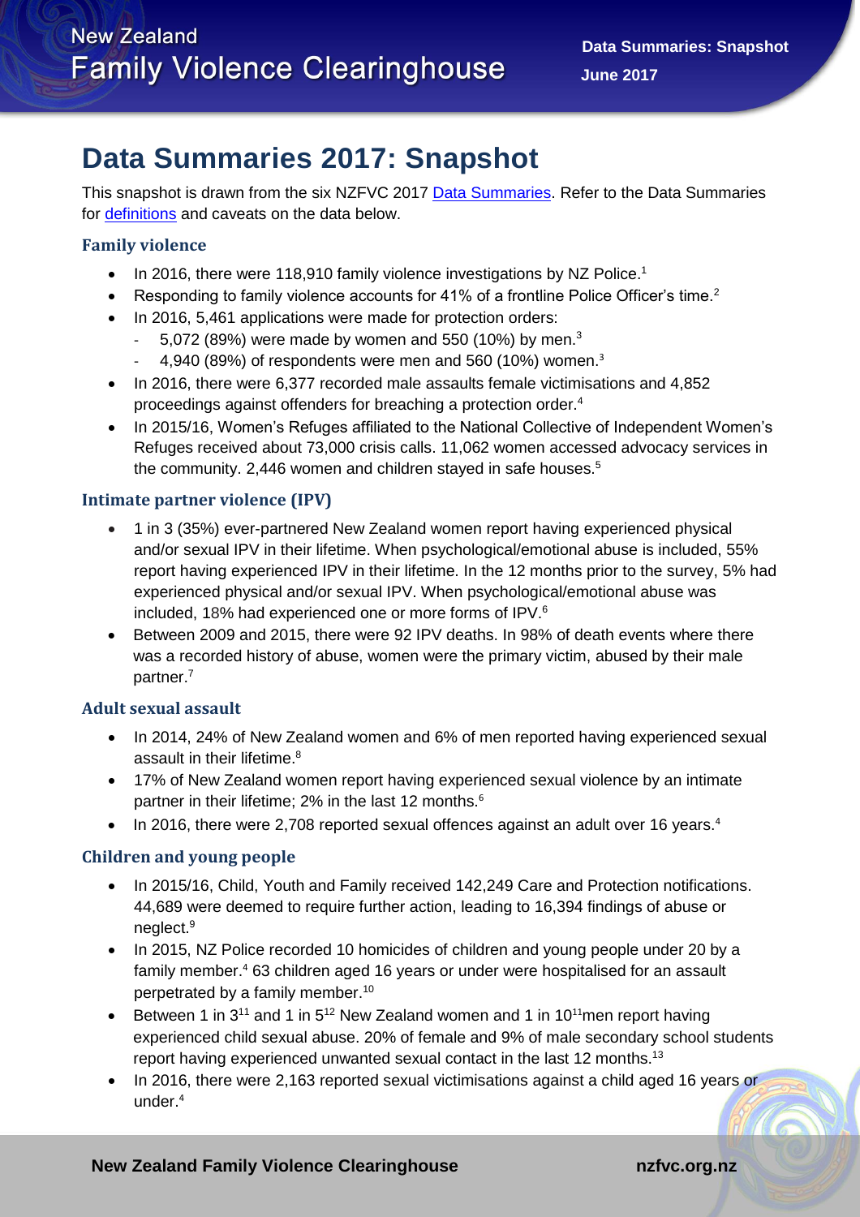# Data Summaries 2017: Snapshot

This snapshot is drawn from the six NZFVC 2017 Data Summaries. Refer to the Data Summaries for definitions and caveats on the data below.

## Family violence

- In 2016, there were 118,910 family violence investigations by NZ Police.[1]
- Responding to family violence accounts for 41% of a frontline Police Officer's time.[2]
- In 2016, 5,461 applications were made for protection orders:
  - 5,072 (89%) were made by women and 550 (10%) by men.[3]
  - 4,940 (89%) of respondents were men and 560 (10%) women.[3]
- In 2016, there were 6,377 recorded male assaults female victimisations and 4,852 proceedings against offenders for breaching a protection order.[4]
- In 2015/16, Women's Refuges affiliated to the National Collective of Independent Women's Refuges received about 73,000 crisis calls. 11,062 women accessed advocacy services in the community. 2,446 women and children stayed in safe houses.[5]

## Intimate partner violence (IPV)

- 1 in 3 (35%) ever-partnered New Zealand women report having experienced physical and/or sexual IPV in their lifetime. When psychological/emotional abuse is included, 55% report having experienced IPV in their lifetime. In the 12 months prior to the survey, 5% had experienced physical and/or sexual IPV. When psychological/emotional abuse was included, 18% had experienced one or more forms of IPV.[6]
- Between 2009 and 2015, there were 92 IPV deaths. In 98% of death events where there was a recorded history of abuse, women were the primary victim, abused by their male partner.[7]

## Adult sexual assault

- In 2014, 24% of New Zealand women and 6% of men reported having experienced sexual assault in their lifetime.[8]
- 17% of New Zealand women report having experienced sexual violence by an intimate partner in their lifetime; 2% in the last 12 months.[6]
- In 2016, there were 2,708 reported sexual offences against an adult over 16 years.[4]

## Children and young people

- In 2015/16, Child, Youth and Family received 142,249 Care and Protection notifications. 44,689 were deemed to require further action, leading to 16,394 findings of abuse or neglect.[9]
- In 2015, NZ Police recorded 10 homicides of children and young people under 20 by a family member.[4] 63 children aged 16 years or under were hospitalised for an assault perpetrated by a family member.[10]
- Between 1 in 3[11] and 1 in 5[12] New Zealand women and 1 in 10[11] men report having experienced child sexual abuse. 20% of female and 9% of male secondary school students report having experienced unwanted sexual contact in the last 12 months.[13]
- In 2016, there were 2,163 reported sexual victimisations against a child aged 16 years or under.[4]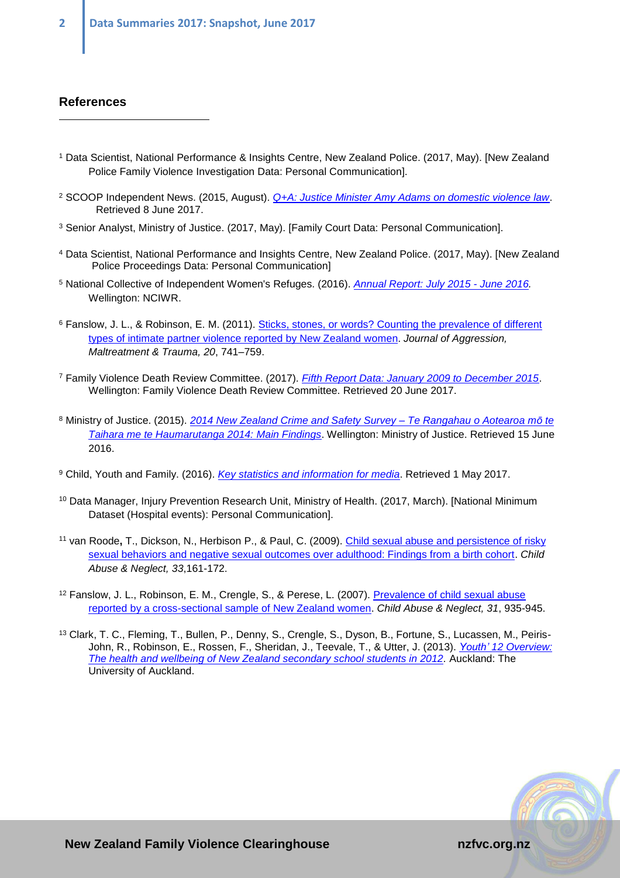## References

[1] Data Scientist, National Performance & Insights Centre, New Zealand Police. (2017, May). [New Zealand Police Family Violence Investigation Data: Personal Communication].

[2] SCOOP Independent News. (2015, August). *Q+A: Justice Minister Amy Adams on domestic violence law*. Retrieved 8 June 2017.

[3] Senior Analyst, Ministry of Justice. (2017, May). [Family Court Data: Personal Communication].

[4] Data Scientist, National Performance and Insights Centre, New Zealand Police. (2017, May). [New Zealand Police Proceedings Data: Personal Communication]

[5] National Collective of Independent Women's Refuges. (2016). *Annual Report: July 2015 - June 2016.* Wellington: NCIWR.

[6] Fanslow, J. L., & Robinson, E. M. (2011). Sticks, stones, or words? Counting the prevalence of different types of intimate partner violence reported by New Zealand women. *Journal of Aggression, Maltreatment & Trauma, 20*, 741–759.

[7] Family Violence Death Review Committee. (2017). *Fifth Report Data: January 2009 to December 2015*. Wellington: Family Violence Death Review Committee. Retrieved 20 June 2017.

[8] Ministry of Justice. (2015). *2014 New Zealand Crime and Safety Survey – Te Rangahau o Aotearoa mō te Taihara me te Haumarutanga 2014: Main Findings*. Wellington: Ministry of Justice. Retrieved 15 June 2016.

[9] Child, Youth and Family. (2016). *Key statistics and information for media*. Retrieved 1 May 2017.

[10] Data Manager, Injury Prevention Research Unit, Ministry of Health. (2017, March). [National Minimum Dataset (Hospital events): Personal Communication].

[11] van Roode**,** T., Dickson, N., Herbison P., & Paul, C. (2009). Child sexual abuse and persistence of risky sexual behaviors and negative sexual outcomes over adulthood: Findings from a birth cohort. *Child Abuse & Neglect, 33*,161-172.

[12] Fanslow, J. L., Robinson, E. M., Crengle, S., & Perese, L. (2007). Prevalence of child sexual abuse reported by a cross-sectional sample of New Zealand women. *Child Abuse & Neglect, 31*, 935-945.

[13] Clark, T. C., Fleming, T., Bullen, P., Denny, S., Crengle, S., Dyson, B., Fortune, S., Lucassen, M., Peiris-John, R., Robinson, E., Rossen, F., Sheridan, J., Teevale, T., & Utter, J. (2013). *Youth' 12 Overview: The health and wellbeing of New Zealand secondary school students in 2012.* Auckland: The University of Auckland.